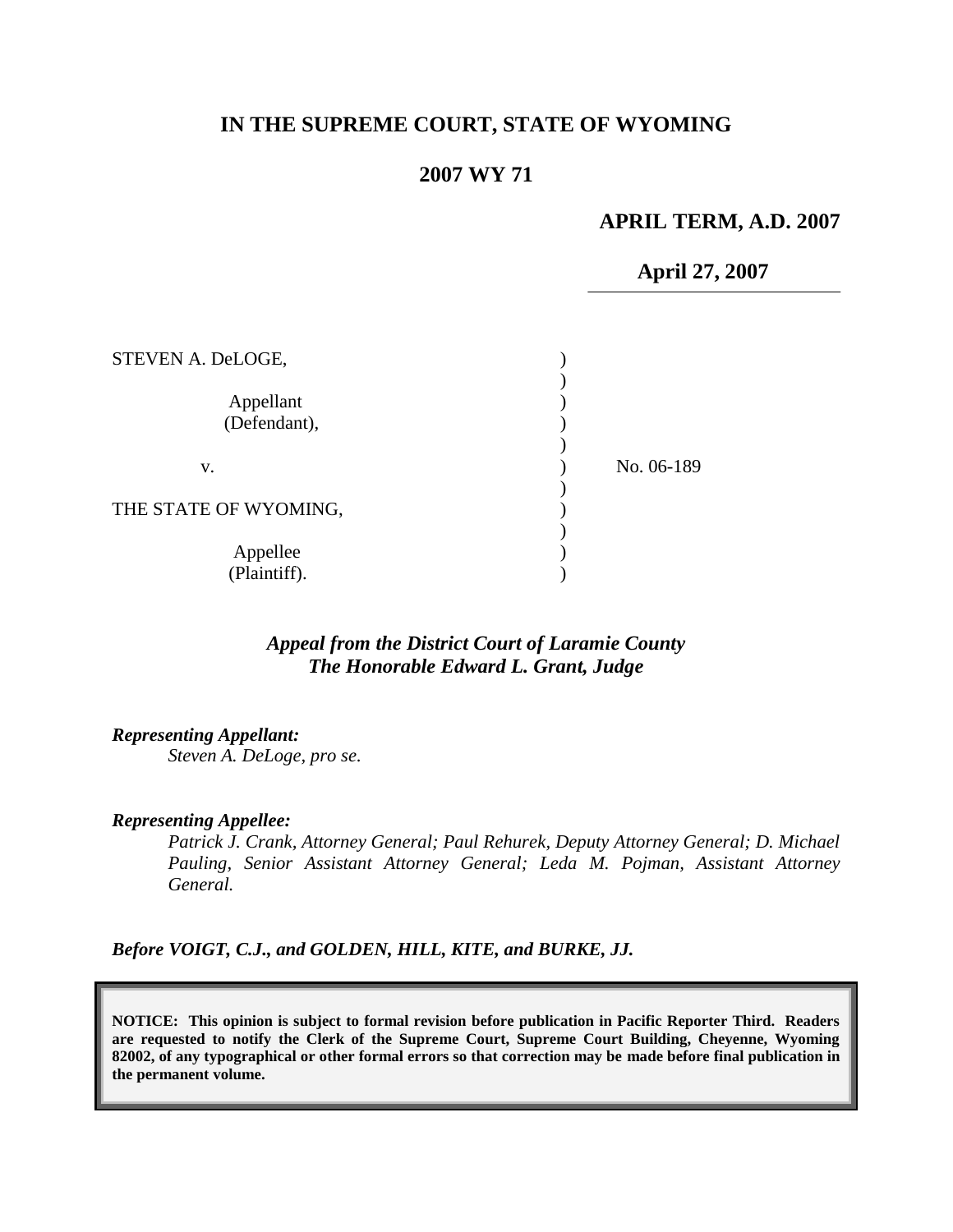# IN THE SUPREME COURT, STATE OF WYOMING

## 2007 WY 71

**APRIL TERM, A.D. 2007**

**April 27, 2007**

| | | |
|---|---|---|
| STEVEN A. DeLOGE, | ) | |
| | ) | |
| Appellant | ) | |
| (Defendant), | ) | |
| | ) | |
| v. | ) | No. 06-189 |
| | ) | |
| THE STATE OF WYOMING, | ) | |
| | ) | |
| Appellee | ) | |
| (Plaintiff). | ) | |

***Appeal from the District Court of Laramie County***
***The Honorable Edward L. Grant, Judge***

***Representing Appellant:***
*Steven A. DeLoge, pro se.*

***Representing Appellee:***
*Patrick J. Crank, Attorney General; Paul Rehurek, Deputy Attorney General; D. Michael Pauling, Senior Assistant Attorney General; Leda M. Pojman, Assistant Attorney General.*

***Before VOIGT, C.J., and GOLDEN, HILL, KITE, and BURKE, JJ.***

**NOTICE: This opinion is subject to formal revision before publication in Pacific Reporter Third. Readers are requested to notify the Clerk of the Supreme Court, Supreme Court Building, Cheyenne, Wyoming 82002, of any typographical or other formal errors so that correction may be made before final publication in the permanent volume.**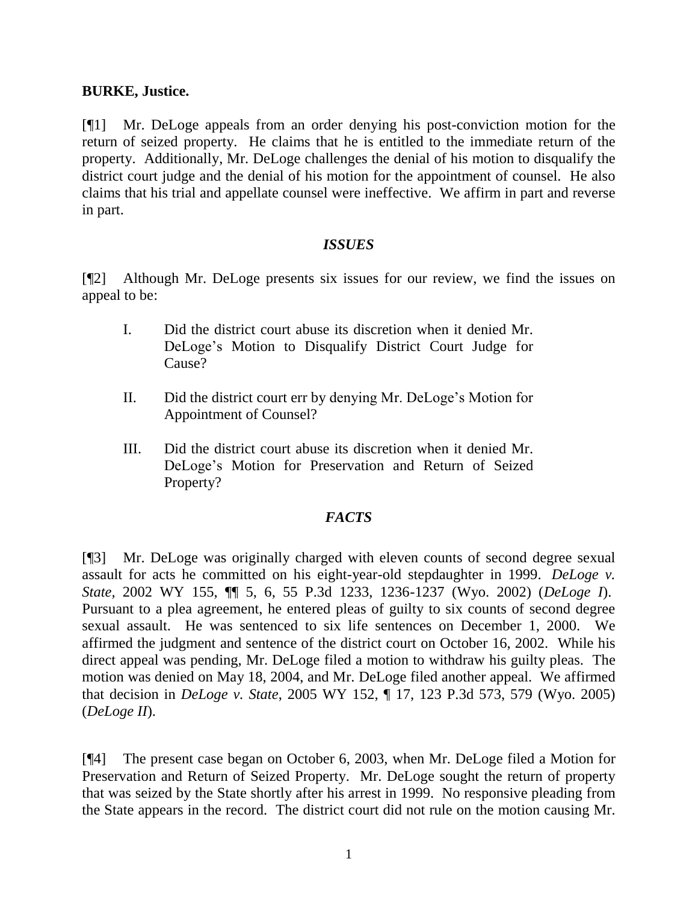**BURKE, Justice.**

[¶1] Mr. DeLoge appeals from an order denying his post-conviction motion for the return of seized property. He claims that he is entitled to the immediate return of the property. Additionally, Mr. DeLoge challenges the denial of his motion to disqualify the district court judge and the denial of his motion for the appointment of counsel. He also claims that his trial and appellate counsel were ineffective. We affirm in part and reverse in part.

### *ISSUES*

[¶2] Although Mr. DeLoge presents six issues for our review, we find the issues on appeal to be:

> I. Did the district court abuse its discretion when it denied Mr. DeLoge's Motion to Disqualify District Court Judge for Cause?
>
> II. Did the district court err by denying Mr. DeLoge's Motion for Appointment of Counsel?
>
> III. Did the district court abuse its discretion when it denied Mr. DeLoge's Motion for Preservation and Return of Seized Property?

### *FACTS*

[¶3] Mr. DeLoge was originally charged with eleven counts of second degree sexual assault for acts he committed on his eight-year-old stepdaughter in 1999. *DeLoge v. State*, 2002 WY 155, ¶¶ 5, 6, 55 P.3d 1233, 1236-1237 (Wyo. 2002) (*DeLoge I*). Pursuant to a plea agreement, he entered pleas of guilty to six counts of second degree sexual assault. He was sentenced to six life sentences on December 1, 2000. We affirmed the judgment and sentence of the district court on October 16, 2002. While his direct appeal was pending, Mr. DeLoge filed a motion to withdraw his guilty pleas. The motion was denied on May 18, 2004, and Mr. DeLoge filed another appeal. We affirmed that decision in *DeLoge v. State*, 2005 WY 152, ¶ 17, 123 P.3d 573, 579 (Wyo. 2005) (*DeLoge II*).

[¶4] The present case began on October 6, 2003, when Mr. DeLoge filed a Motion for Preservation and Return of Seized Property. Mr. DeLoge sought the return of property that was seized by the State shortly after his arrest in 1999. No responsive pleading from the State appears in the record. The district court did not rule on the motion causing Mr.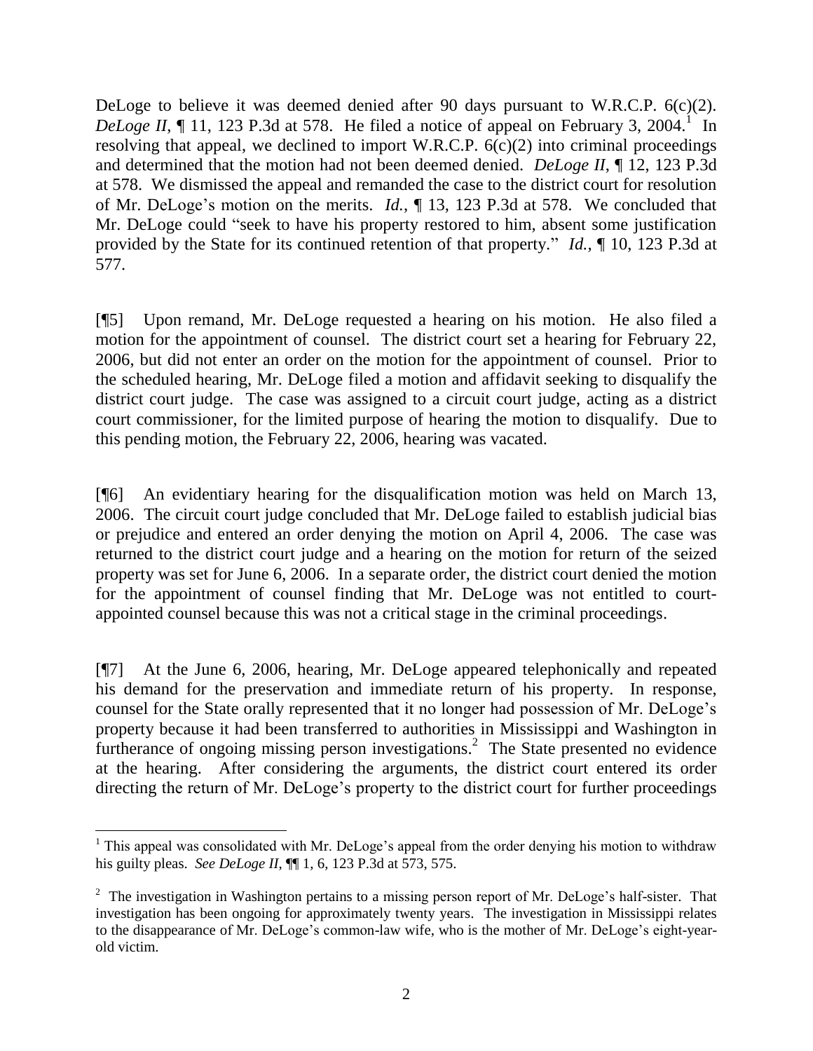DeLoge to believe it was deemed denied after 90 days pursuant to W.R.C.P. 6(c)(2). *DeLoge II*, ¶ 11, 123 P.3d at 578. He filed a notice of appeal on February 3, 2004.[1] In resolving that appeal, we declined to import W.R.C.P. 6(c)(2) into criminal proceedings and determined that the motion had not been deemed denied. *DeLoge II*, ¶ 12, 123 P.3d at 578. We dismissed the appeal and remanded the case to the district court for resolution of Mr. DeLoge's motion on the merits. *Id.*, ¶ 13, 123 P.3d at 578. We concluded that Mr. DeLoge could "seek to have his property restored to him, absent some justification provided by the State for its continued retention of that property." *Id.*, ¶ 10, 123 P.3d at 577.

[¶5] Upon remand, Mr. DeLoge requested a hearing on his motion. He also filed a motion for the appointment of counsel. The district court set a hearing for February 22, 2006, but did not enter an order on the motion for the appointment of counsel. Prior to the scheduled hearing, Mr. DeLoge filed a motion and affidavit seeking to disqualify the district court judge. The case was assigned to a circuit court judge, acting as a district court commissioner, for the limited purpose of hearing the motion to disqualify. Due to this pending motion, the February 22, 2006, hearing was vacated.

[¶6] An evidentiary hearing for the disqualification motion was held on March 13, 2006. The circuit court judge concluded that Mr. DeLoge failed to establish judicial bias or prejudice and entered an order denying the motion on April 4, 2006. The case was returned to the district court judge and a hearing on the motion for return of the seized property was set for June 6, 2006. In a separate order, the district court denied the motion for the appointment of counsel finding that Mr. DeLoge was not entitled to court-appointed counsel because this was not a critical stage in the criminal proceedings.

[¶7] At the June 6, 2006, hearing, Mr. DeLoge appeared telephonically and repeated his demand for the preservation and immediate return of his property. In response, counsel for the State orally represented that it no longer had possession of Mr. DeLoge's property because it had been transferred to authorities in Mississippi and Washington in furtherance of ongoing missing person investigations.[2] The State presented no evidence at the hearing. After considering the arguments, the district court entered its order directing the return of Mr. DeLoge's property to the district court for further proceedings

---

[1] This appeal was consolidated with Mr. DeLoge's appeal from the order denying his motion to withdraw his guilty pleas. *See DeLoge II*, ¶¶ 1, 6, 123 P.3d at 573, 575.

[2] The investigation in Washington pertains to a missing person report of Mr. DeLoge's half-sister. That investigation has been ongoing for approximately twenty years. The investigation in Mississippi relates to the disappearance of Mr. DeLoge's common-law wife, who is the mother of Mr. DeLoge's eight-year-old victim.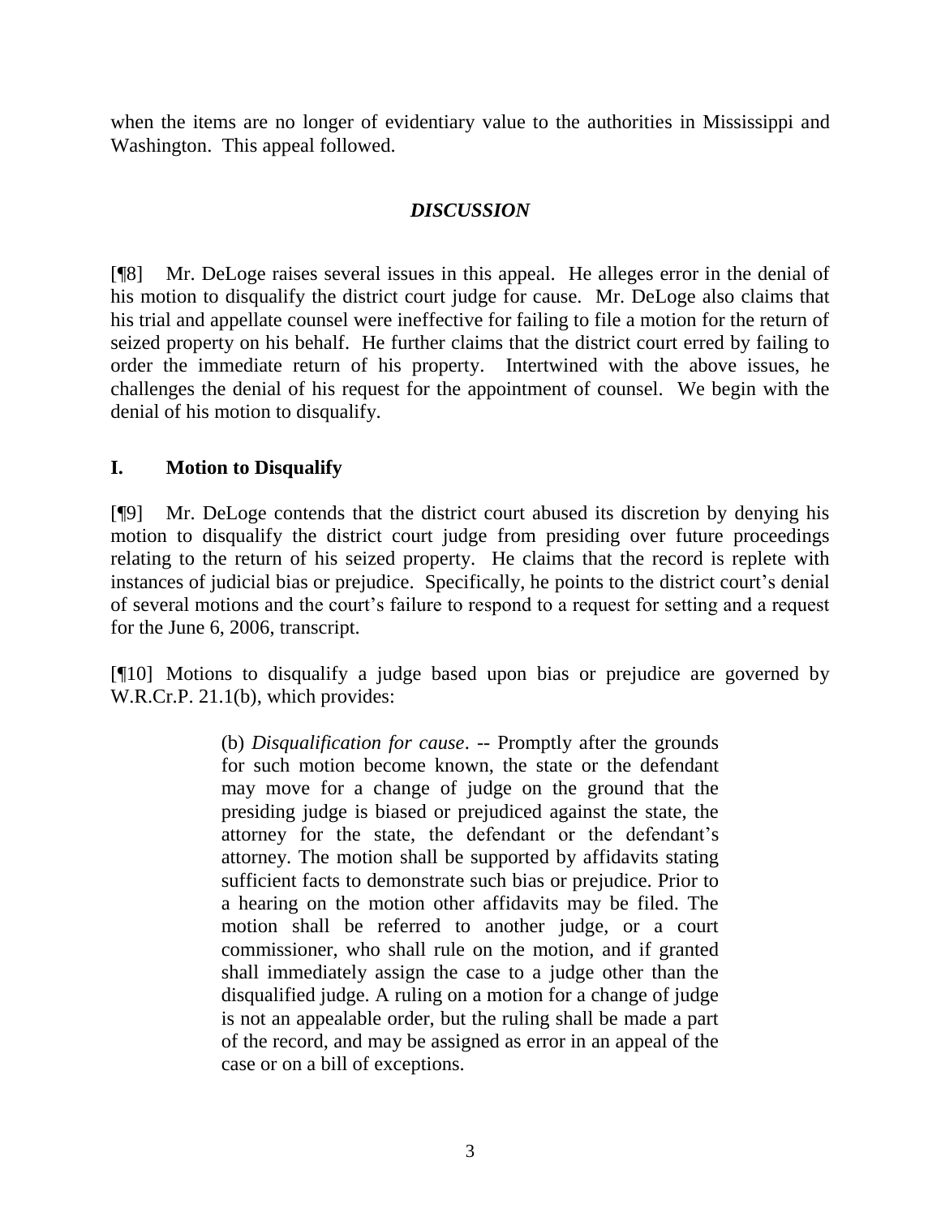when the items are no longer of evidentiary value to the authorities in Mississippi and Washington. This appeal followed.

## *DISCUSSION*

[¶8] Mr. DeLoge raises several issues in this appeal. He alleges error in the denial of his motion to disqualify the district court judge for cause. Mr. DeLoge also claims that his trial and appellate counsel were ineffective for failing to file a motion for the return of seized property on his behalf. He further claims that the district court erred by failing to order the immediate return of his property. Intertwined with the above issues, he challenges the denial of his request for the appointment of counsel. We begin with the denial of his motion to disqualify.

### I. Motion to Disqualify

[¶9] Mr. DeLoge contends that the district court abused its discretion by denying his motion to disqualify the district court judge from presiding over future proceedings relating to the return of his seized property. He claims that the record is replete with instances of judicial bias or prejudice. Specifically, he points to the district court's denial of several motions and the court's failure to respond to a request for setting and a request for the June 6, 2006, transcript.

[¶10] Motions to disqualify a judge based upon bias or prejudice are governed by W.R.Cr.P. 21.1(b), which provides:

> (b) *Disqualification for cause*. -- Promptly after the grounds for such motion become known, the state or the defendant may move for a change of judge on the ground that the presiding judge is biased or prejudiced against the state, the attorney for the state, the defendant or the defendant's attorney. The motion shall be supported by affidavits stating sufficient facts to demonstrate such bias or prejudice. Prior to a hearing on the motion other affidavits may be filed. The motion shall be referred to another judge, or a court commissioner, who shall rule on the motion, and if granted shall immediately assign the case to a judge other than the disqualified judge. A ruling on a motion for a change of judge is not an appealable order, but the ruling shall be made a part of the record, and may be assigned as error in an appeal of the case or on a bill of exceptions.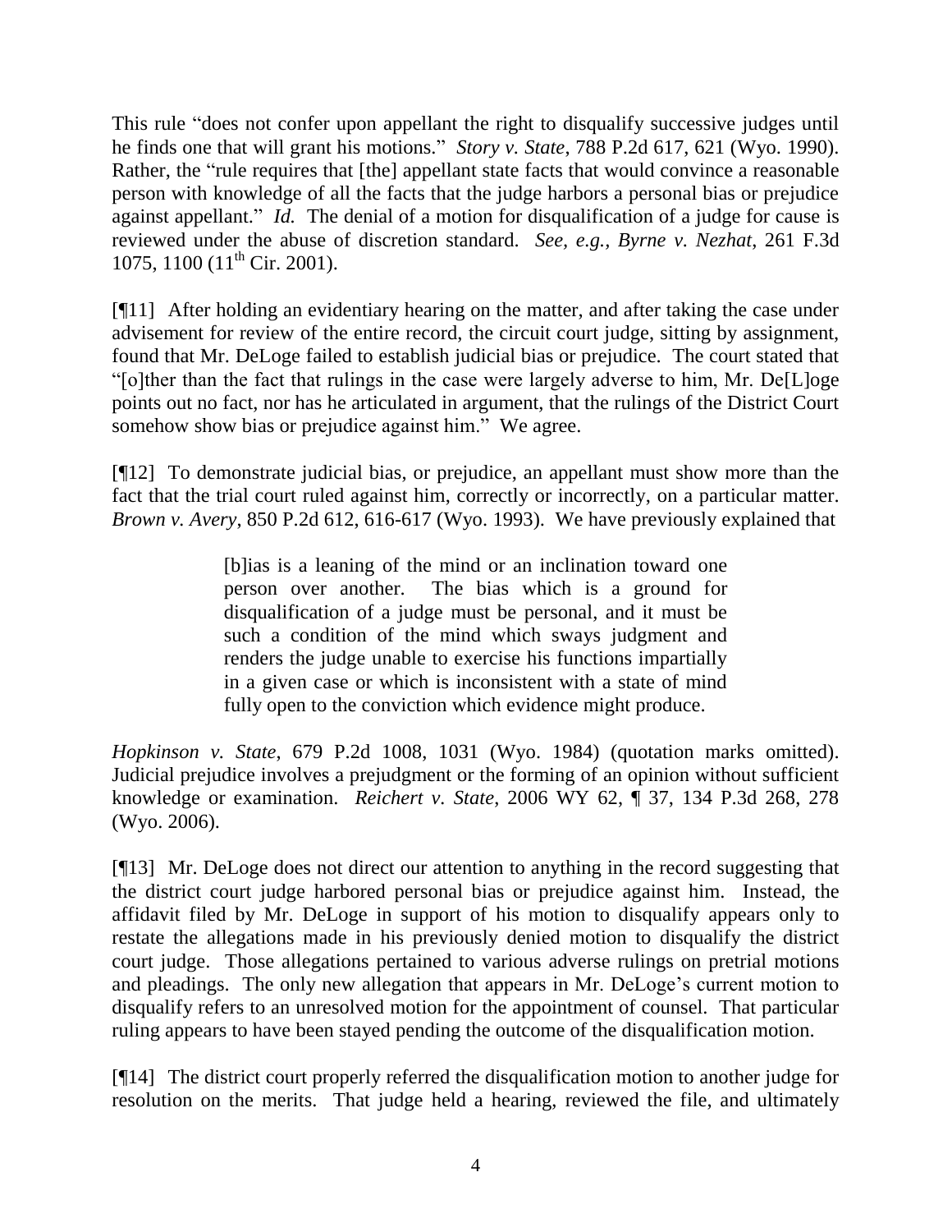This rule "does not confer upon appellant the right to disqualify successive judges until he finds one that will grant his motions." *Story v. State*, 788 P.2d 617, 621 (Wyo. 1990). Rather, the "rule requires that [the] appellant state facts that would convince a reasonable person with knowledge of all the facts that the judge harbors a personal bias or prejudice against appellant." *Id.* The denial of a motion for disqualification of a judge for cause is reviewed under the abuse of discretion standard. *See, e.g., Byrne v. Nezhat*, 261 F.3d 1075, 1100 (11th Cir. 2001).

[¶11] After holding an evidentiary hearing on the matter, and after taking the case under advisement for review of the entire record, the circuit court judge, sitting by assignment, found that Mr. DeLoge failed to establish judicial bias or prejudice. The court stated that "[o]ther than the fact that rulings in the case were largely adverse to him, Mr. De[L]oge points out no fact, nor has he articulated in argument, that the rulings of the District Court somehow show bias or prejudice against him." We agree.

[¶12] To demonstrate judicial bias, or prejudice, an appellant must show more than the fact that the trial court ruled against him, correctly or incorrectly, on a particular matter. *Brown v. Avery*, 850 P.2d 612, 616-617 (Wyo. 1993). We have previously explained that

> [b]ias is a leaning of the mind or an inclination toward one person over another. The bias which is a ground for disqualification of a judge must be personal, and it must be such a condition of the mind which sways judgment and renders the judge unable to exercise his functions impartially in a given case or which is inconsistent with a state of mind fully open to the conviction which evidence might produce.

*Hopkinson v. State*, 679 P.2d 1008, 1031 (Wyo. 1984) (quotation marks omitted). Judicial prejudice involves a prejudgment or the forming of an opinion without sufficient knowledge or examination. *Reichert v. State*, 2006 WY 62, ¶ 37, 134 P.3d 268, 278 (Wyo. 2006).

[¶13] Mr. DeLoge does not direct our attention to anything in the record suggesting that the district court judge harbored personal bias or prejudice against him. Instead, the affidavit filed by Mr. DeLoge in support of his motion to disqualify appears only to restate the allegations made in his previously denied motion to disqualify the district court judge. Those allegations pertained to various adverse rulings on pretrial motions and pleadings. The only new allegation that appears in Mr. DeLoge's current motion to disqualify refers to an unresolved motion for the appointment of counsel. That particular ruling appears to have been stayed pending the outcome of the disqualification motion.

[¶14] The district court properly referred the disqualification motion to another judge for resolution on the merits. That judge held a hearing, reviewed the file, and ultimately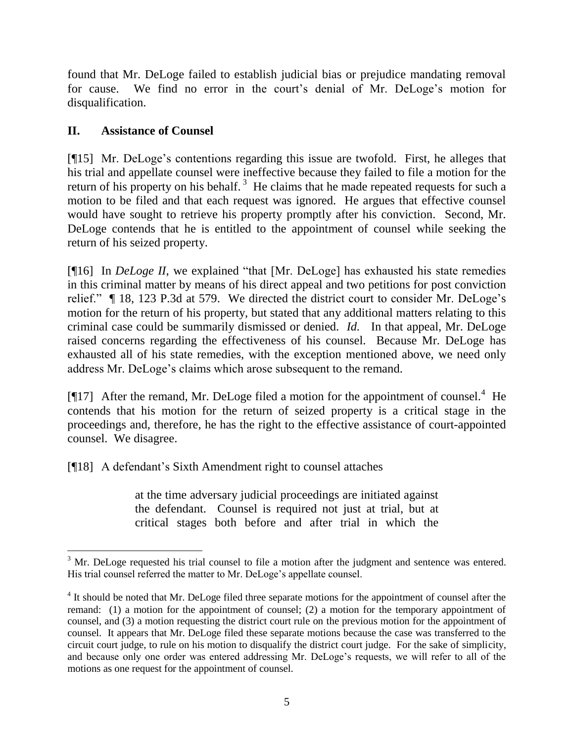found that Mr. DeLoge failed to establish judicial bias or prejudice mandating removal for cause. We find no error in the court's denial of Mr. DeLoge's motion for disqualification.

## II. Assistance of Counsel

[¶15] Mr. DeLoge's contentions regarding this issue are twofold. First, he alleges that his trial and appellate counsel were ineffective because they failed to file a motion for the return of his property on his behalf.[3] He claims that he made repeated requests for such a motion to be filed and that each request was ignored. He argues that effective counsel would have sought to retrieve his property promptly after his conviction. Second, Mr. DeLoge contends that he is entitled to the appointment of counsel while seeking the return of his seized property.

[¶16] In *DeLoge II*, we explained "that [Mr. DeLoge] has exhausted his state remedies in this criminal matter by means of his direct appeal and two petitions for post conviction relief." ¶ 18, 123 P.3d at 579. We directed the district court to consider Mr. DeLoge's motion for the return of his property, but stated that any additional matters relating to this criminal case could be summarily dismissed or denied. *Id.* In that appeal, Mr. DeLoge raised concerns regarding the effectiveness of his counsel. Because Mr. DeLoge has exhausted all of his state remedies, with the exception mentioned above, we need only address Mr. DeLoge's claims which arose subsequent to the remand.

[¶17] After the remand, Mr. DeLoge filed a motion for the appointment of counsel.[4] He contends that his motion for the return of seized property is a critical stage in the proceedings and, therefore, he has the right to the effective assistance of court-appointed counsel. We disagree.

[¶18] A defendant's Sixth Amendment right to counsel attaches

> at the time adversary judicial proceedings are initiated against the defendant. Counsel is required not just at trial, but at critical stages both before and after trial in which the

---

[3] Mr. DeLoge requested his trial counsel to file a motion after the judgment and sentence was entered. His trial counsel referred the matter to Mr. DeLoge's appellate counsel.

[4] It should be noted that Mr. DeLoge filed three separate motions for the appointment of counsel after the remand: (1) a motion for the appointment of counsel; (2) a motion for the temporary appointment of counsel, and (3) a motion requesting the district court rule on the previous motion for the appointment of counsel. It appears that Mr. DeLoge filed these separate motions because the case was transferred to the circuit court judge, to rule on his motion to disqualify the district court judge. For the sake of simplicity, and because only one order was entered addressing Mr. DeLoge's requests, we will refer to all of the motions as one request for the appointment of counsel.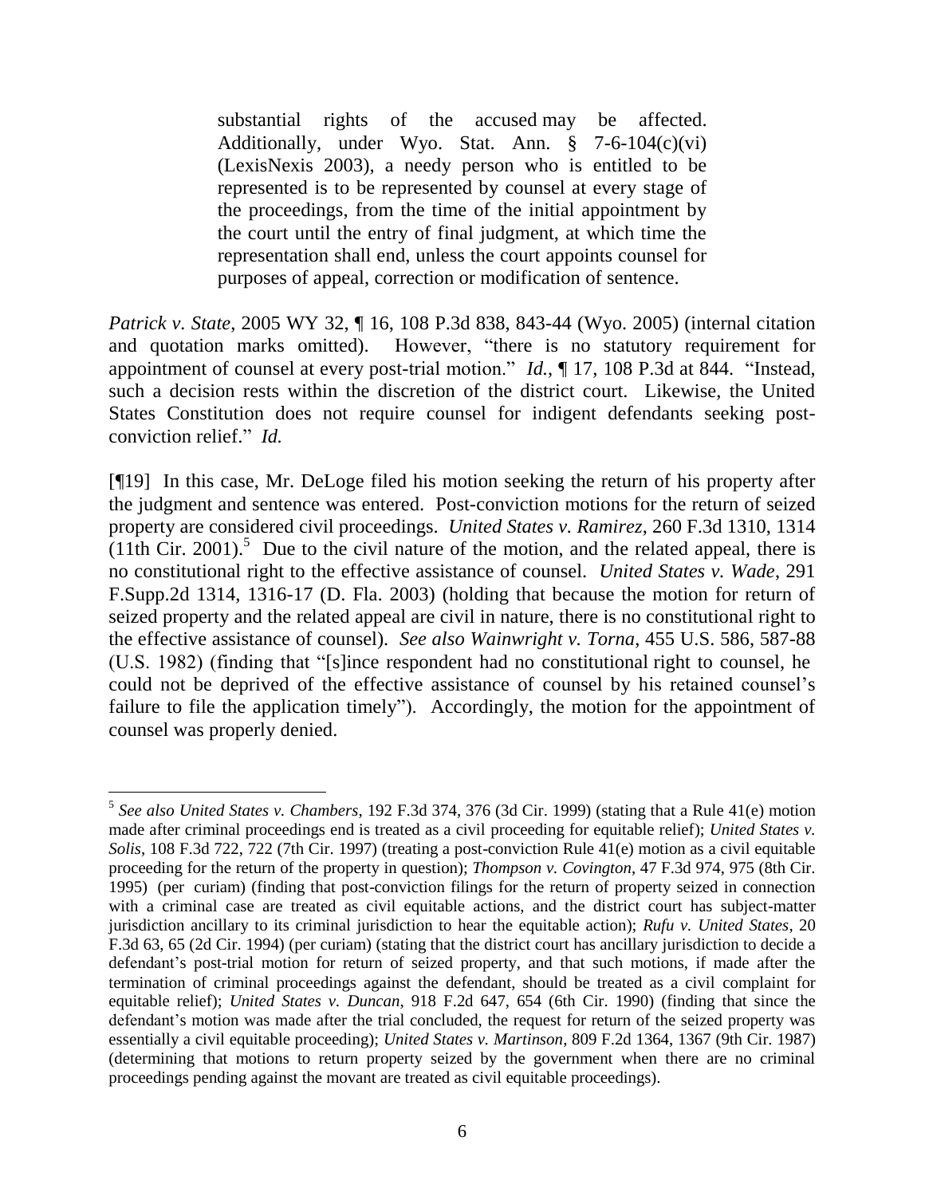> substantial rights of the accused may be affected. Additionally, under Wyo. Stat. Ann. § 7-6-104(c)(vi) (LexisNexis 2003), a needy person who is entitled to be represented is to be represented by counsel at every stage of the proceedings, from the time of the initial appointment by the court until the entry of final judgment, at which time the representation shall end, unless the court appoints counsel for purposes of appeal, correction or modification of sentence.

*Patrick v. State*, 2005 WY 32, ¶ 16, 108 P.3d 838, 843-44 (Wyo. 2005) (internal citation and quotation marks omitted). However, "there is no statutory requirement for appointment of counsel at every post-trial motion." *Id.*, ¶ 17, 108 P.3d at 844. "Instead, such a decision rests within the discretion of the district court. Likewise, the United States Constitution does not require counsel for indigent defendants seeking post-conviction relief." *Id.*

[¶19] In this case, Mr. DeLoge filed his motion seeking the return of his property after the judgment and sentence was entered. Post-conviction motions for the return of seized property are considered civil proceedings. *United States v. Ramirez*, 260 F.3d 1310, 1314 (11th Cir. 2001).[5] Due to the civil nature of the motion, and the related appeal, there is no constitutional right to the effective assistance of counsel. *United States v. Wade*, 291 F.Supp.2d 1314, 1316-17 (D. Fla. 2003) (holding that because the motion for return of seized property and the related appeal are civil in nature, there is no constitutional right to the effective assistance of counsel). *See also Wainwright v. Torna*, 455 U.S. 586, 587-88 (U.S. 1982) (finding that "[s]ince respondent had no constitutional right to counsel, he could not be deprived of the effective assistance of counsel by his retained counsel's failure to file the application timely"). Accordingly, the motion for the appointment of counsel was properly denied.

---

[5] *See also United States v. Chambers*, 192 F.3d 374, 376 (3d Cir. 1999) (stating that a Rule 41(e) motion made after criminal proceedings end is treated as a civil proceeding for equitable relief); *United States v. Solis*, 108 F.3d 722, 722 (7th Cir. 1997) (treating a post-conviction Rule 41(e) motion as a civil equitable proceeding for the return of the property in question); *Thompson v. Covington*, 47 F.3d 974, 975 (8th Cir. 1995) (per curiam) (finding that post-conviction filings for the return of property seized in connection with a criminal case are treated as civil equitable actions, and the district court has subject-matter jurisdiction ancillary to its criminal jurisdiction to hear the equitable action); *Rufu v. United States*, 20 F.3d 63, 65 (2d Cir. 1994) (per curiam) (stating that the district court has ancillary jurisdiction to decide a defendant's post-trial motion for return of seized property, and that such motions, if made after the termination of criminal proceedings against the defendant, should be treated as a civil complaint for equitable relief); *United States v. Duncan*, 918 F.2d 647, 654 (6th Cir. 1990) (finding that since the defendant's motion was made after the trial concluded, the request for return of the seized property was essentially a civil equitable proceeding); *United States v. Martinson*, 809 F.2d 1364, 1367 (9th Cir. 1987) (determining that motions to return property seized by the government when there are no criminal proceedings pending against the movant are treated as civil equitable proceedings).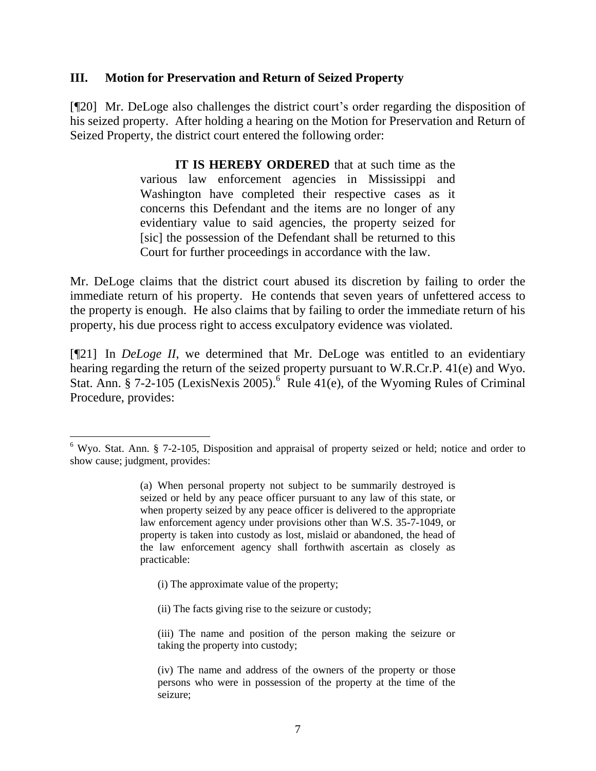## III. Motion for Preservation and Return of Seized Property

[¶20] Mr. DeLoge also challenges the district court's order regarding the disposition of his seized property. After holding a hearing on the Motion for Preservation and Return of Seized Property, the district court entered the following order:

> **IT IS HEREBY ORDERED** that at such time as the various law enforcement agencies in Mississippi and Washington have completed their respective cases as it concerns this Defendant and the items are no longer of any evidentiary value to said agencies, the property seized for [sic] the possession of the Defendant shall be returned to this Court for further proceedings in accordance with the law.

Mr. DeLoge claims that the district court abused its discretion by failing to order the immediate return of his property. He contends that seven years of unfettered access to the property is enough. He also claims that by failing to order the immediate return of his property, his due process right to access exculpatory evidence was violated.

[¶21] In *DeLoge II*, we determined that Mr. DeLoge was entitled to an evidentiary hearing regarding the return of the seized property pursuant to W.R.Cr.P. 41(e) and Wyo. Stat. Ann. § 7-2-105 (LexisNexis 2005).[6] Rule 41(e), of the Wyoming Rules of Criminal Procedure, provides:

---

[6] Wyo. Stat. Ann. § 7-2-105, Disposition and appraisal of property seized or held; notice and order to show cause; judgment, provides:

> (a) When personal property not subject to be summarily destroyed is seized or held by any peace officer pursuant to any law of this state, or when property seized by any peace officer is delivered to the appropriate law enforcement agency under provisions other than W.S. 35-7-1049, or property is taken into custody as lost, mislaid or abandoned, the head of the law enforcement agency shall forthwith ascertain as closely as practicable:
>
> (i) The approximate value of the property;
>
> (ii) The facts giving rise to the seizure or custody;
>
> (iii) The name and position of the person making the seizure or taking the property into custody;
>
> (iv) The name and address of the owners of the property or those persons who were in possession of the property at the time of the seizure;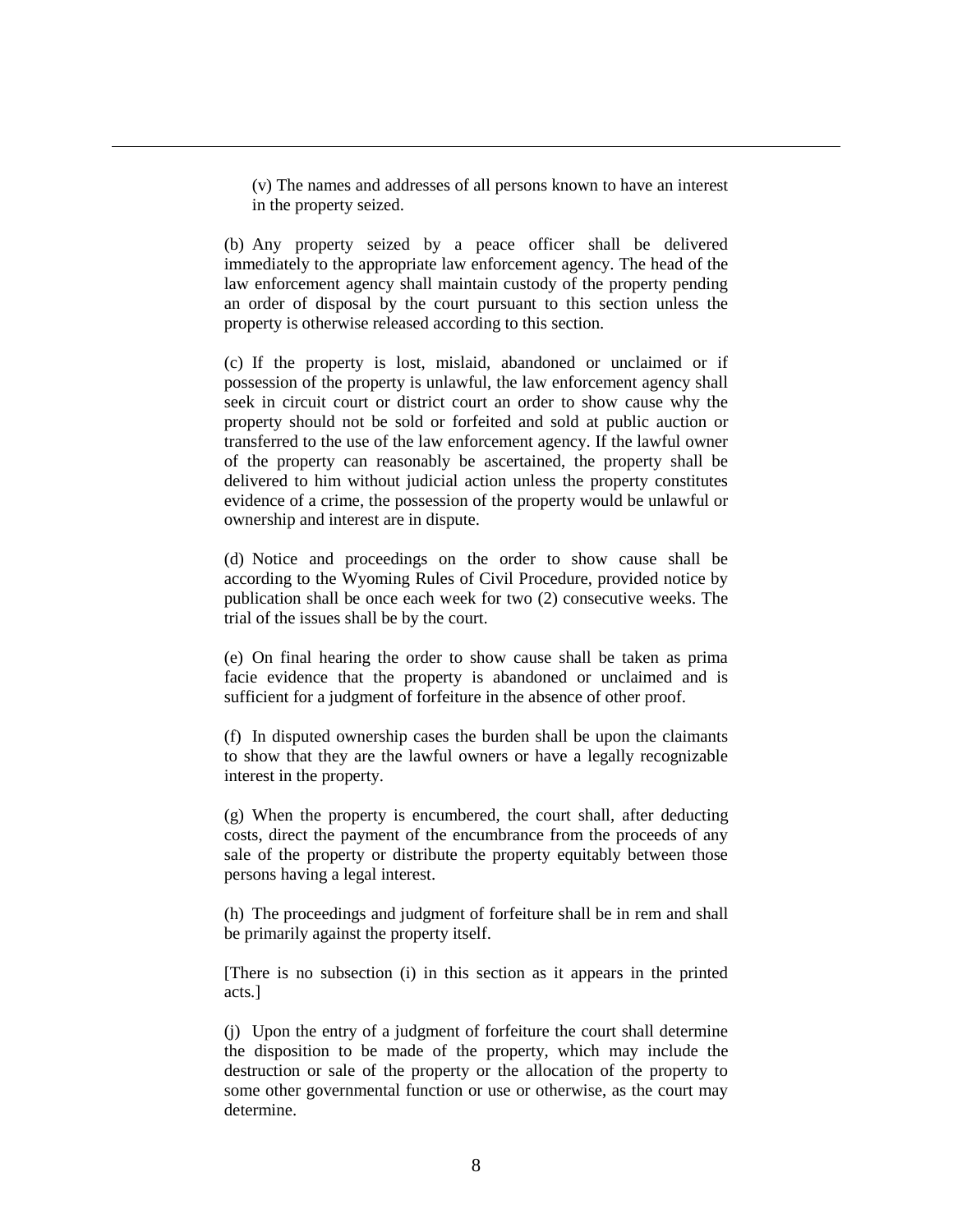(v) The names and addresses of all persons known to have an interest in the property seized.

(b) Any property seized by a peace officer shall be delivered immediately to the appropriate law enforcement agency. The head of the law enforcement agency shall maintain custody of the property pending an order of disposal by the court pursuant to this section unless the property is otherwise released according to this section.

(c) If the property is lost, mislaid, abandoned or unclaimed or if possession of the property is unlawful, the law enforcement agency shall seek in circuit court or district court an order to show cause why the property should not be sold or forfeited and sold at public auction or transferred to the use of the law enforcement agency. If the lawful owner of the property can reasonably be ascertained, the property shall be delivered to him without judicial action unless the property constitutes evidence of a crime, the possession of the property would be unlawful or ownership and interest are in dispute.

(d) Notice and proceedings on the order to show cause shall be according to the Wyoming Rules of Civil Procedure, provided notice by publication shall be once each week for two (2) consecutive weeks. The trial of the issues shall be by the court.

(e) On final hearing the order to show cause shall be taken as prima facie evidence that the property is abandoned or unclaimed and is sufficient for a judgment of forfeiture in the absence of other proof.

(f) In disputed ownership cases the burden shall be upon the claimants to show that they are the lawful owners or have a legally recognizable interest in the property.

(g) When the property is encumbered, the court shall, after deducting costs, direct the payment of the encumbrance from the proceeds of any sale of the property or distribute the property equitably between those persons having a legal interest.

(h) The proceedings and judgment of forfeiture shall be in rem and shall be primarily against the property itself.

[There is no subsection (i) in this section as it appears in the printed acts.]

(j) Upon the entry of a judgment of forfeiture the court shall determine the disposition to be made of the property, which may include the destruction or sale of the property or the allocation of the property to some other governmental function or use or otherwise, as the court may determine.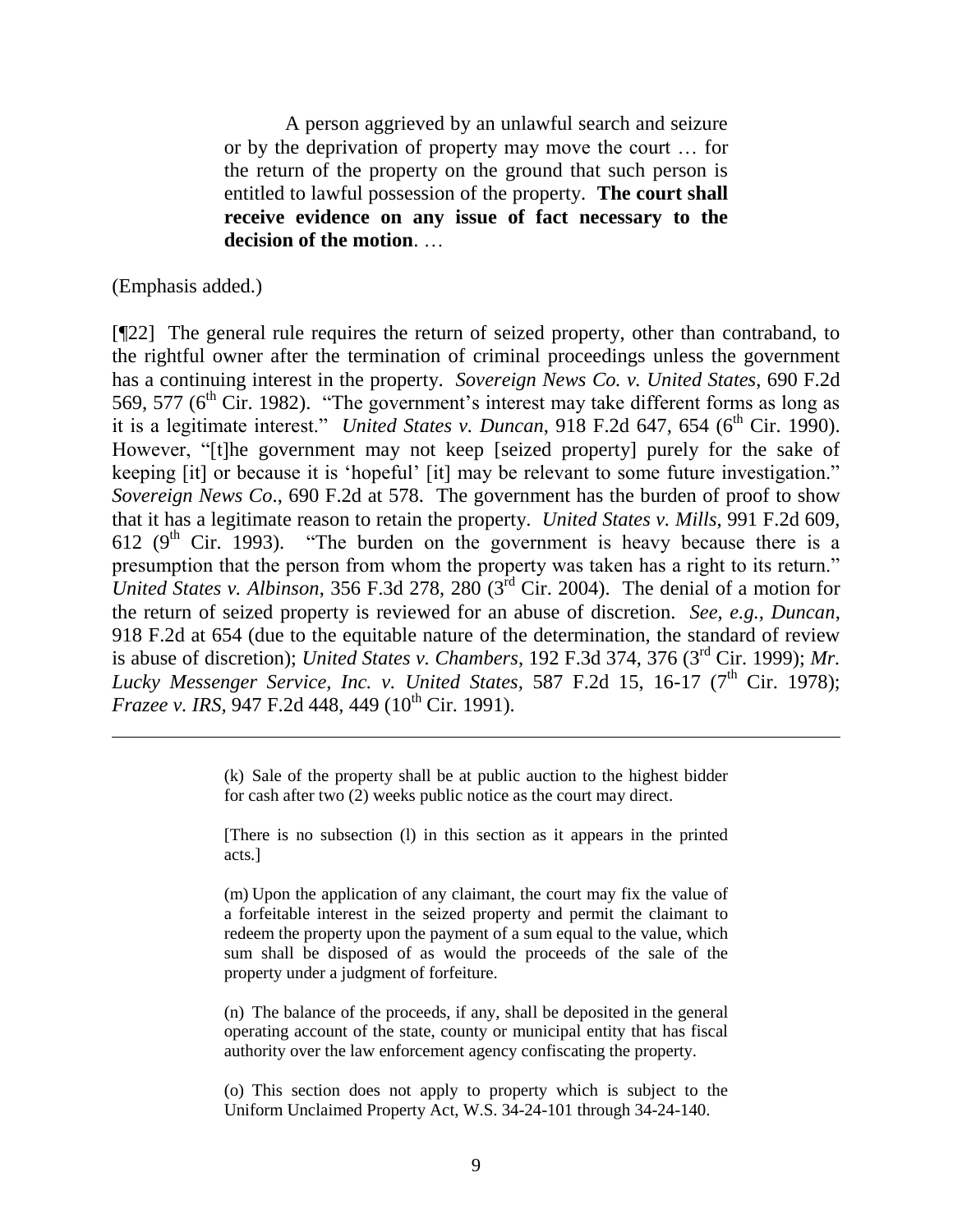> A person aggrieved by an unlawful search and seizure or by the deprivation of property may move the court … for the return of the property on the ground that such person is entitled to lawful possession of the property. **The court shall receive evidence on any issue of fact necessary to the decision of the motion**. …

(Emphasis added.)

[¶22] The general rule requires the return of seized property, other than contraband, to the rightful owner after the termination of criminal proceedings unless the government has a continuing interest in the property. *Sovereign News Co. v. United States*, 690 F.2d 569, 577 (6th Cir. 1982). "The government's interest may take different forms as long as it is a legitimate interest." *United States v. Duncan*, 918 F.2d 647, 654 (6th Cir. 1990). However, "[t]he government may not keep [seized property] purely for the sake of keeping [it] or because it is 'hopeful' [it] may be relevant to some future investigation." *Sovereign News Co*., 690 F.2d at 578. The government has the burden of proof to show that it has a legitimate reason to retain the property. *United States v. Mills*, 991 F.2d 609, 612 (9th Cir. 1993). "The burden on the government is heavy because there is a presumption that the person from whom the property was taken has a right to its return." *United States v. Albinson*, 356 F.3d 278, 280 (3rd Cir. 2004). The denial of a motion for the return of seized property is reviewed for an abuse of discretion. *See, e.g., Duncan*, 918 F.2d at 654 (due to the equitable nature of the determination, the standard of review is abuse of discretion); *United States v. Chambers*, 192 F.3d 374, 376 (3rd Cir. 1999); *Mr. Lucky Messenger Service, Inc. v. United States*, 587 F.2d 15, 16-17 (7th Cir. 1978); *Frazee v. IRS*, 947 F.2d 448, 449 (10th Cir. 1991).

---

> (k) Sale of the property shall be at public auction to the highest bidder for cash after two (2) weeks public notice as the court may direct.
>
> [There is no subsection (l) in this section as it appears in the printed acts.]
>
> (m) Upon the application of any claimant, the court may fix the value of a forfeitable interest in the seized property and permit the claimant to redeem the property upon the payment of a sum equal to the value, which sum shall be disposed of as would the proceeds of the sale of the property under a judgment of forfeiture.
>
> (n) The balance of the proceeds, if any, shall be deposited in the general operating account of the state, county or municipal entity that has fiscal authority over the law enforcement agency confiscating the property.
>
> (o) This section does not apply to property which is subject to the Uniform Unclaimed Property Act, W.S. 34-24-101 through 34-24-140.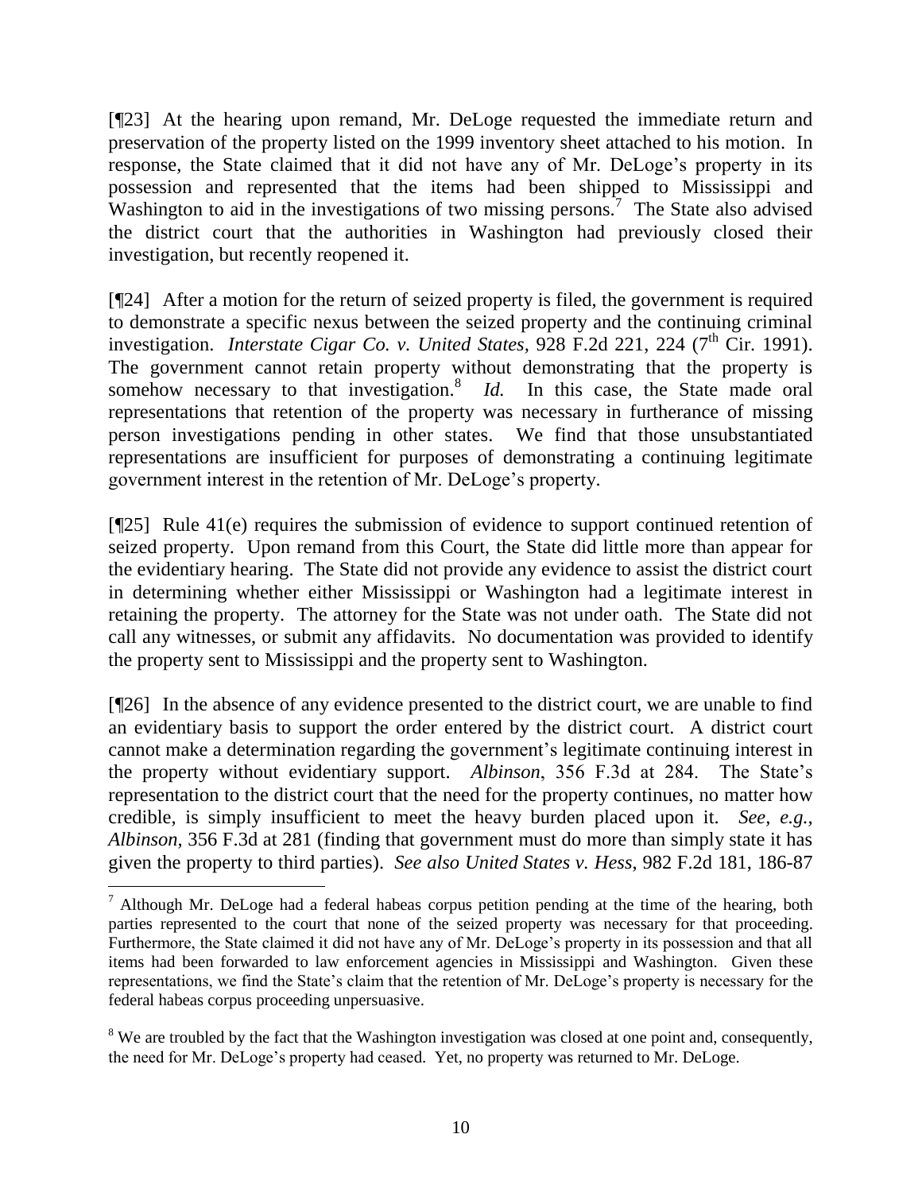[¶23] At the hearing upon remand, Mr. DeLoge requested the immediate return and preservation of the property listed on the 1999 inventory sheet attached to his motion. In response, the State claimed that it did not have any of Mr. DeLoge's property in its possession and represented that the items had been shipped to Mississippi and Washington to aid in the investigations of two missing persons.[7] The State also advised the district court that the authorities in Washington had previously closed their investigation, but recently reopened it.

[¶24] After a motion for the return of seized property is filed, the government is required to demonstrate a specific nexus between the seized property and the continuing criminal investigation. *Interstate Cigar Co. v. United States*, 928 F.2d 221, 224 (7th Cir. 1991). The government cannot retain property without demonstrating that the property is somehow necessary to that investigation.[8] *Id.* In this case, the State made oral representations that retention of the property was necessary in furtherance of missing person investigations pending in other states. We find that those unsubstantiated representations are insufficient for purposes of demonstrating a continuing legitimate government interest in the retention of Mr. DeLoge's property.

[¶25] Rule 41(e) requires the submission of evidence to support continued retention of seized property. Upon remand from this Court, the State did little more than appear for the evidentiary hearing. The State did not provide any evidence to assist the district court in determining whether either Mississippi or Washington had a legitimate interest in retaining the property. The attorney for the State was not under oath. The State did not call any witnesses, or submit any affidavits. No documentation was provided to identify the property sent to Mississippi and the property sent to Washington.

[¶26] In the absence of any evidence presented to the district court, we are unable to find an evidentiary basis to support the order entered by the district court. A district court cannot make a determination regarding the government's legitimate continuing interest in the property without evidentiary support. *Albinson*, 356 F.3d at 284. The State's representation to the district court that the need for the property continues, no matter how credible, is simply insufficient to meet the heavy burden placed upon it. *See, e.g., Albinson*, 356 F.3d at 281 (finding that government must do more than simply state it has given the property to third parties). *See also United States v. Hess*, 982 F.2d 181, 186-87

---

[7] Although Mr. DeLoge had a federal habeas corpus petition pending at the time of the hearing, both parties represented to the court that none of the seized property was necessary for that proceeding. Furthermore, the State claimed it did not have any of Mr. DeLoge's property in its possession and that all items had been forwarded to law enforcement agencies in Mississippi and Washington. Given these representations, we find the State's claim that the retention of Mr. DeLoge's property is necessary for the federal habeas corpus proceeding unpersuasive.

[8] We are troubled by the fact that the Washington investigation was closed at one point and, consequently, the need for Mr. DeLoge's property had ceased. Yet, no property was returned to Mr. DeLoge.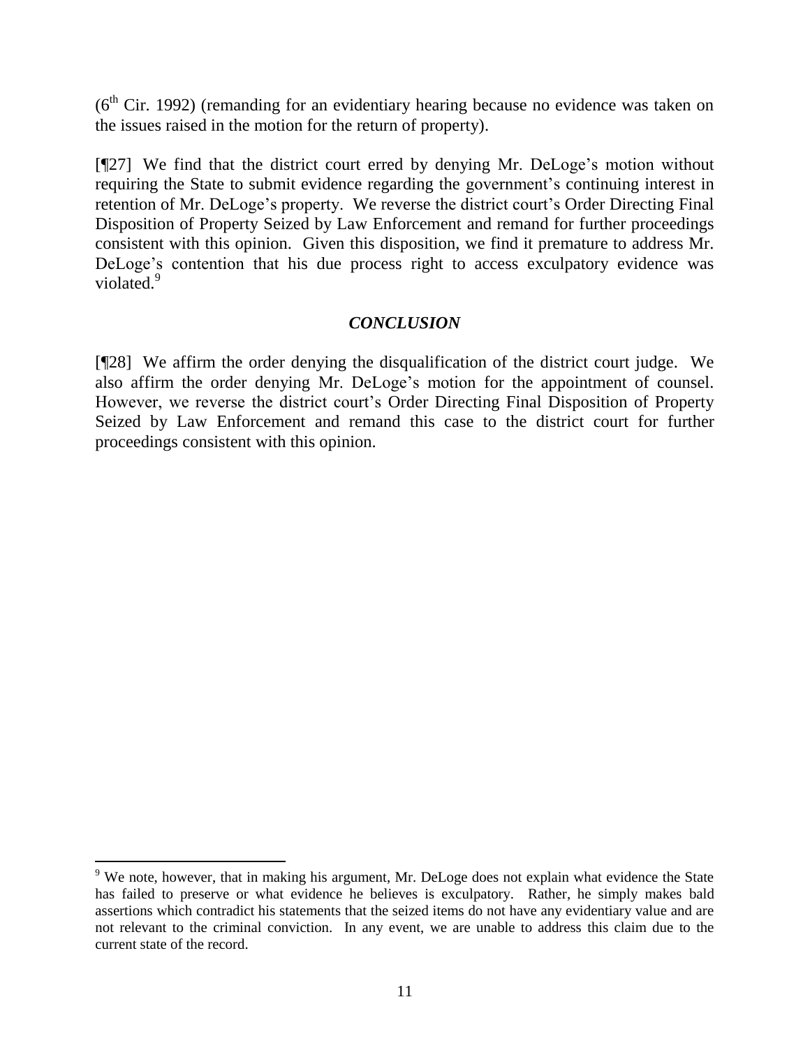($6^{th}$ Cir. 1992) (remanding for an evidentiary hearing because no evidence was taken on the issues raised in the motion for the return of property).

[¶27] We find that the district court erred by denying Mr. DeLoge's motion without requiring the State to submit evidence regarding the government's continuing interest in retention of Mr. DeLoge's property. We reverse the district court's Order Directing Final Disposition of Property Seized by Law Enforcement and remand for further proceedings consistent with this opinion. Given this disposition, we find it premature to address Mr. DeLoge's contention that his due process right to access exculpatory evidence was violated.[9]

## *CONCLUSION*

[¶28] We affirm the order denying the disqualification of the district court judge. We also affirm the order denying Mr. DeLoge's motion for the appointment of counsel. However, we reverse the district court's Order Directing Final Disposition of Property Seized by Law Enforcement and remand this case to the district court for further proceedings consistent with this opinion.

---

[9] We note, however, that in making his argument, Mr. DeLoge does not explain what evidence the State has failed to preserve or what evidence he believes is exculpatory. Rather, he simply makes bald assertions which contradict his statements that the seized items do not have any evidentiary value and are not relevant to the criminal conviction. In any event, we are unable to address this claim due to the current state of the record.